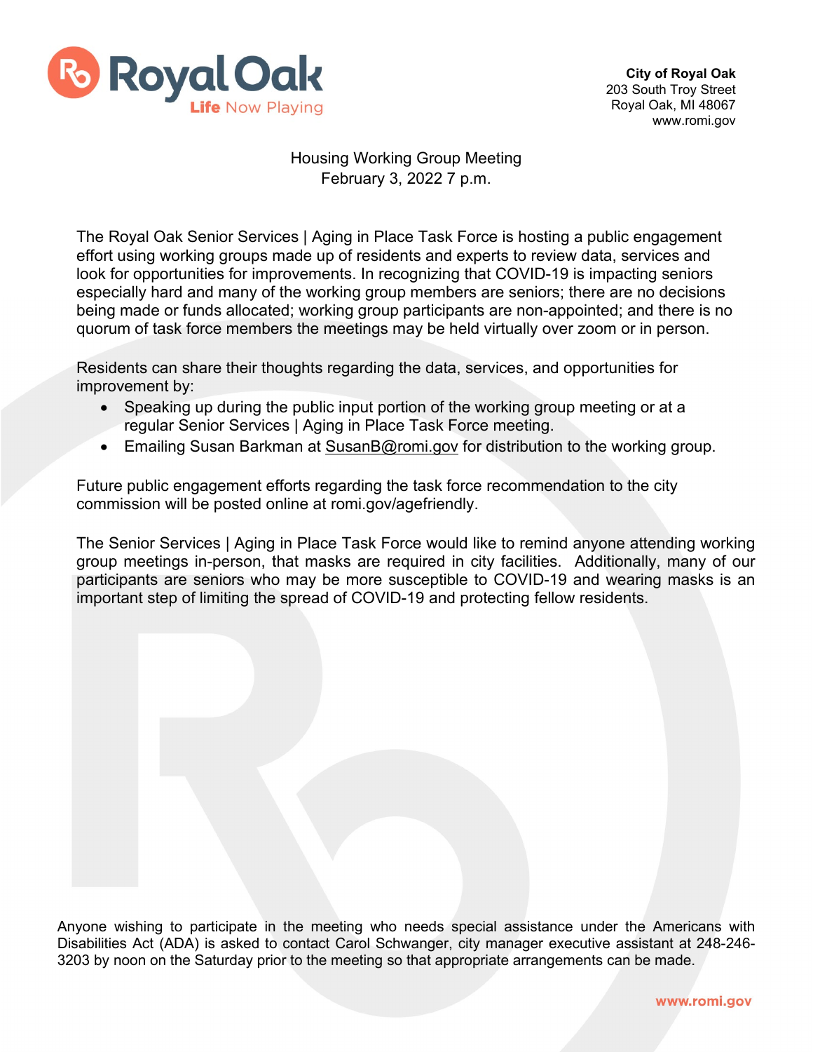**City of Royal Oak**
203 South Troy Street
Royal Oak, MI 48067
www.romi.gov

Housing Working Group Meeting
February 3, 2022 7 p.m.

The Royal Oak Senior Services | Aging in Place Task Force is hosting a public engagement effort using working groups made up of residents and experts to review data, services and look for opportunities for improvements. In recognizing that COVID-19 is impacting seniors especially hard and many of the working group members are seniors; there are no decisions being made or funds allocated; working group participants are non-appointed; and there is no quorum of task force members the meetings may be held virtually over zoom or in person.

Residents can share their thoughts regarding the data, services, and opportunities for improvement by:

- Speaking up during the public input portion of the working group meeting or at a regular Senior Services | Aging in Place Task Force meeting.
- Emailing Susan Barkman at SusanB@romi.gov for distribution to the working group.

Future public engagement efforts regarding the task force recommendation to the city commission will be posted online at romi.gov/agefriendly.

The Senior Services | Aging in Place Task Force would like to remind anyone attending working group meetings in-person, that masks are required in city facilities. Additionally, many of our participants are seniors who may be more susceptible to COVID-19 and wearing masks is an important step of limiting the spread of COVID-19 and protecting fellow residents.

Anyone wishing to participate in the meeting who needs special assistance under the Americans with Disabilities Act (ADA) is asked to contact Carol Schwanger, city manager executive assistant at 248-246-3203 by noon on the Saturday prior to the meeting so that appropriate arrangements can be made.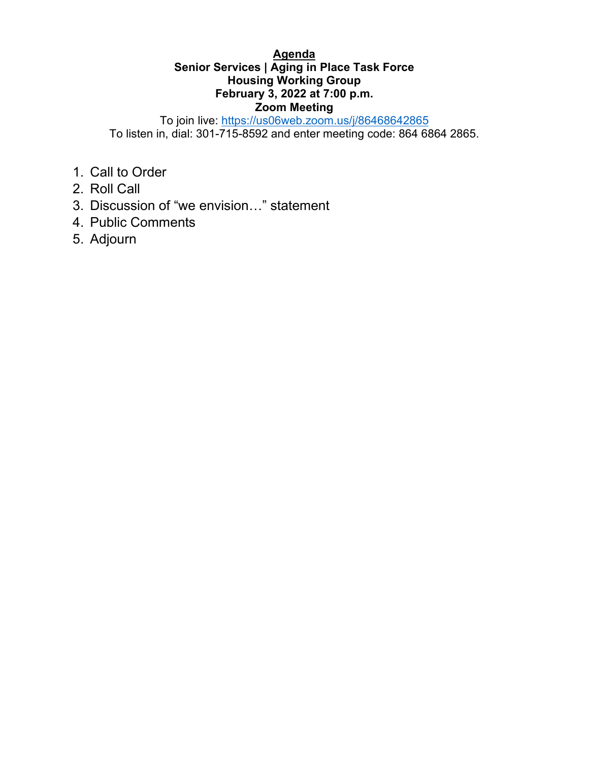**Agenda**
**Senior Services | Aging in Place Task Force**
**Housing Working Group**
**February 3, 2022 at 7:00 p.m.**
**Zoom Meeting**

To join live: https://us06web.zoom.us/j/86468642865
To listen in, dial: 301-715-8592 and enter meeting code: 864 6864 2865.

1. Call to Order
2. Roll Call
3. Discussion of “we envision…” statement
4. Public Comments
5. Adjourn